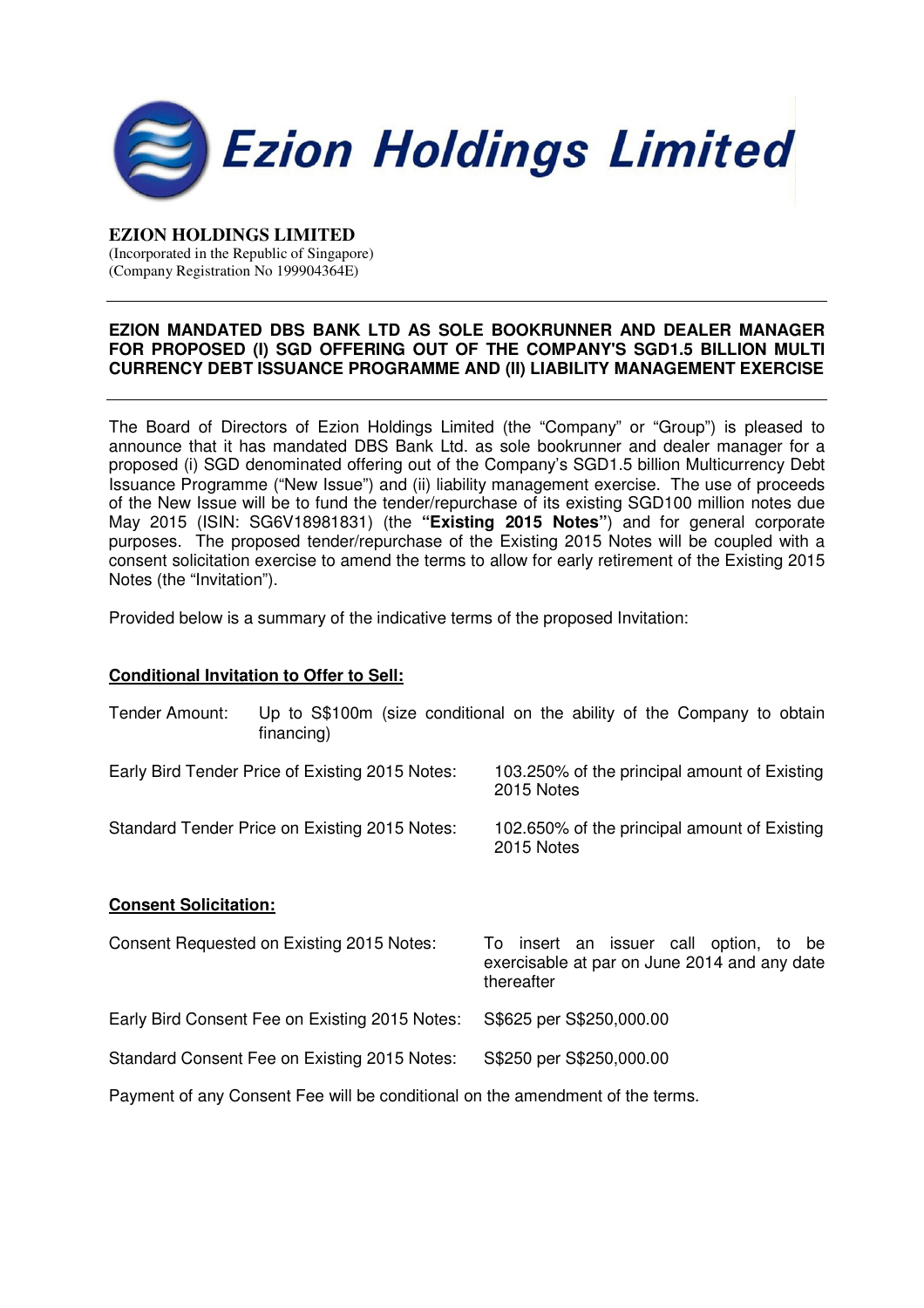# Ezion Holdings Limited

**EZION HOLDINGS LIMITED**
(Incorporated in the Republic of Singapore)
(Company Registration No 199904364E)

---

**EZION MANDATED DBS BANK LTD AS SOLE BOOKRUNNER AND DEALER MANAGER FOR PROPOSED (I) SGD OFFERING OUT OF THE COMPANY'S SGD1.5 BILLION MULTI CURRENCY DEBT ISSUANCE PROGRAMME AND (II) LIABILITY MANAGEMENT EXERCISE**

---

The Board of Directors of Ezion Holdings Limited (the "Company" or "Group") is pleased to announce that it has mandated DBS Bank Ltd. as sole bookrunner and dealer manager for a proposed (i) SGD denominated offering out of the Company's SGD1.5 billion Multicurrency Debt Issuance Programme ("New Issue") and (ii) liability management exercise. The use of proceeds of the New Issue will be to fund the tender/repurchase of its existing SGD100 million notes due May 2015 (ISIN: SG6V18981831) (the **"Existing 2015 Notes"**) and for general corporate purposes. The proposed tender/repurchase of the Existing 2015 Notes will be coupled with a consent solicitation exercise to amend the terms to allow for early retirement of the Existing 2015 Notes (the "Invitation").

Provided below is a summary of the indicative terms of the proposed Invitation:

**Conditional Invitation to Offer to Sell:**

| | |
|---|---|
| Tender Amount: | Up to S$100m (size conditional on the ability of the Company to obtain financing) |
| Early Bird Tender Price of Existing 2015 Notes: | 103.250% of the principal amount of Existing 2015 Notes |
| Standard Tender Price on Existing 2015 Notes: | 102.650% of the principal amount of Existing 2015 Notes |

**Consent Solicitation:**

| | |
|---|---|
| Consent Requested on Existing 2015 Notes: | To insert an issuer call option, to be exercisable at par on June 2014 and any date thereafter |
| Early Bird Consent Fee on Existing 2015 Notes: | S$625 per S$250,000.00 |
| Standard Consent Fee on Existing 2015 Notes: | S$250 per S$250,000.00 |

Payment of any Consent Fee will be conditional on the amendment of the terms.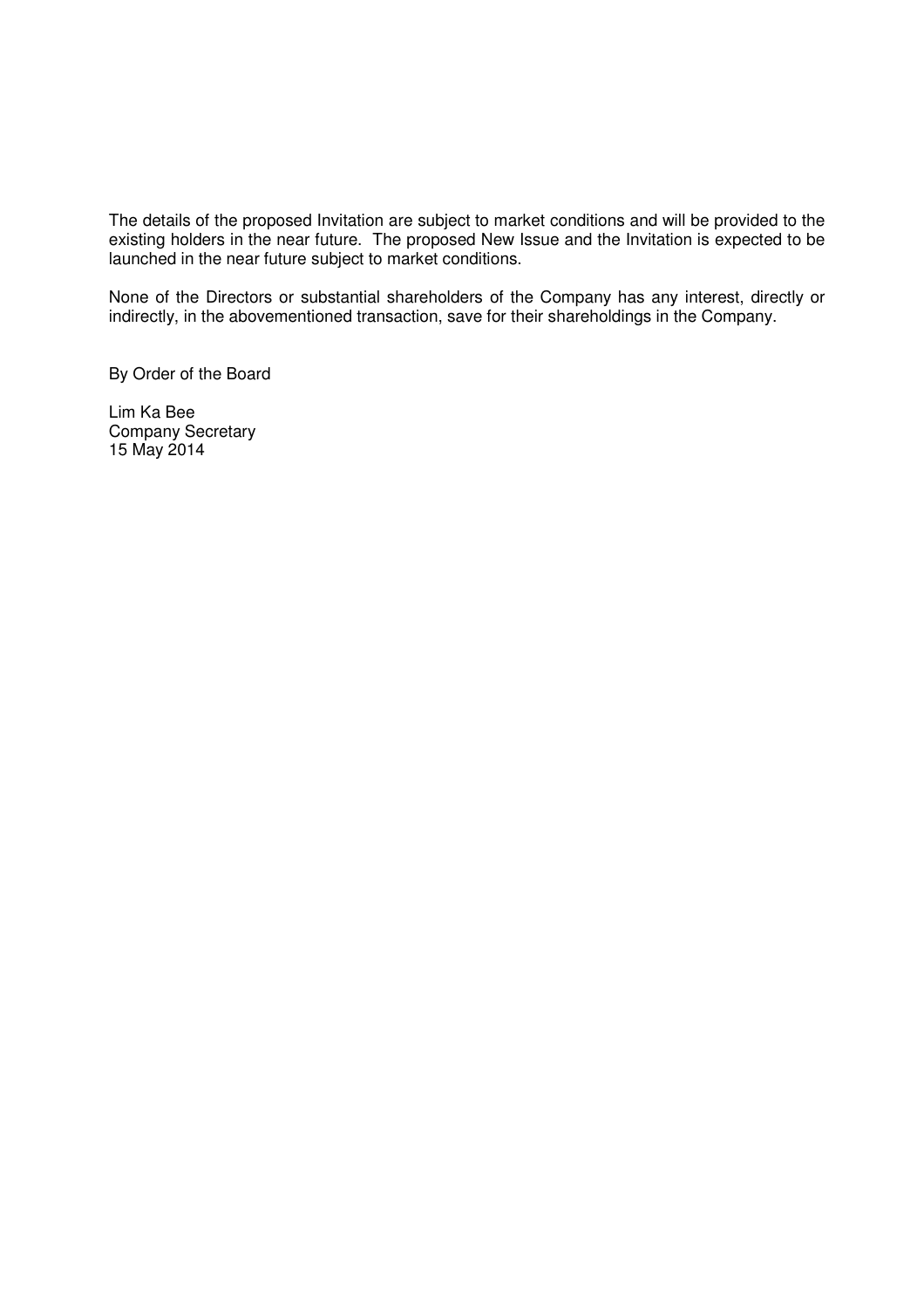The details of the proposed Invitation are subject to market conditions and will be provided to the existing holders in the near future. The proposed New Issue and the Invitation is expected to be launched in the near future subject to market conditions.

None of the Directors or substantial shareholders of the Company has any interest, directly or indirectly, in the abovementioned transaction, save for their shareholdings in the Company.

By Order of the Board

Lim Ka Bee
Company Secretary
15 May 2014